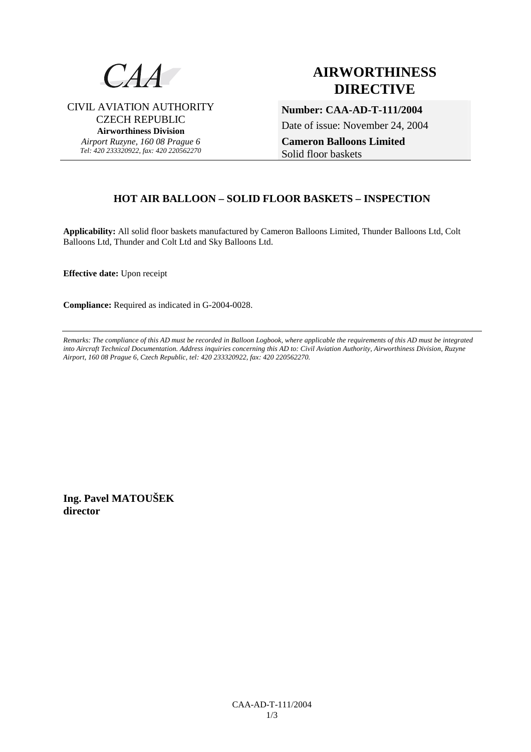CAA

CIVIL AVIATION AUTHORITY
CZECH REPUBLIC
**Airworthiness Division**
*Airport Ruzyne, 160 08 Prague 6*
*Tel: 420 233320922, fax: 420 220562270*

# AIRWORTHINESS DIRECTIVE

**Number: CAA-AD-T-111/2004**
Date of issue: November 24, 2004
**Cameron Balloons Limited**
Solid floor baskets

## HOT AIR BALLOON – SOLID FLOOR BASKETS – INSPECTION

**Applicability:** All solid floor baskets manufactured by Cameron Balloons Limited, Thunder Balloons Ltd, Colt Balloons Ltd, Thunder and Colt Ltd and Sky Balloons Ltd.

**Effective date:** Upon receipt

**Compliance:** Required as indicated in G-2004-0028.

---

*Remarks: The compliance of this AD must be recorded in Balloon Logbook, where applicable the requirements of this AD must be integrated into Aircraft Technical Documentation. Address inquiries concerning this AD to: Civil Aviation Authority, Airworthiness Division, Ruzyne Airport, 160 08 Prague 6, Czech Republic, tel: 420 233320922, fax: 420 220562270.*

**Ing. Pavel MATOUŠEK**
**director**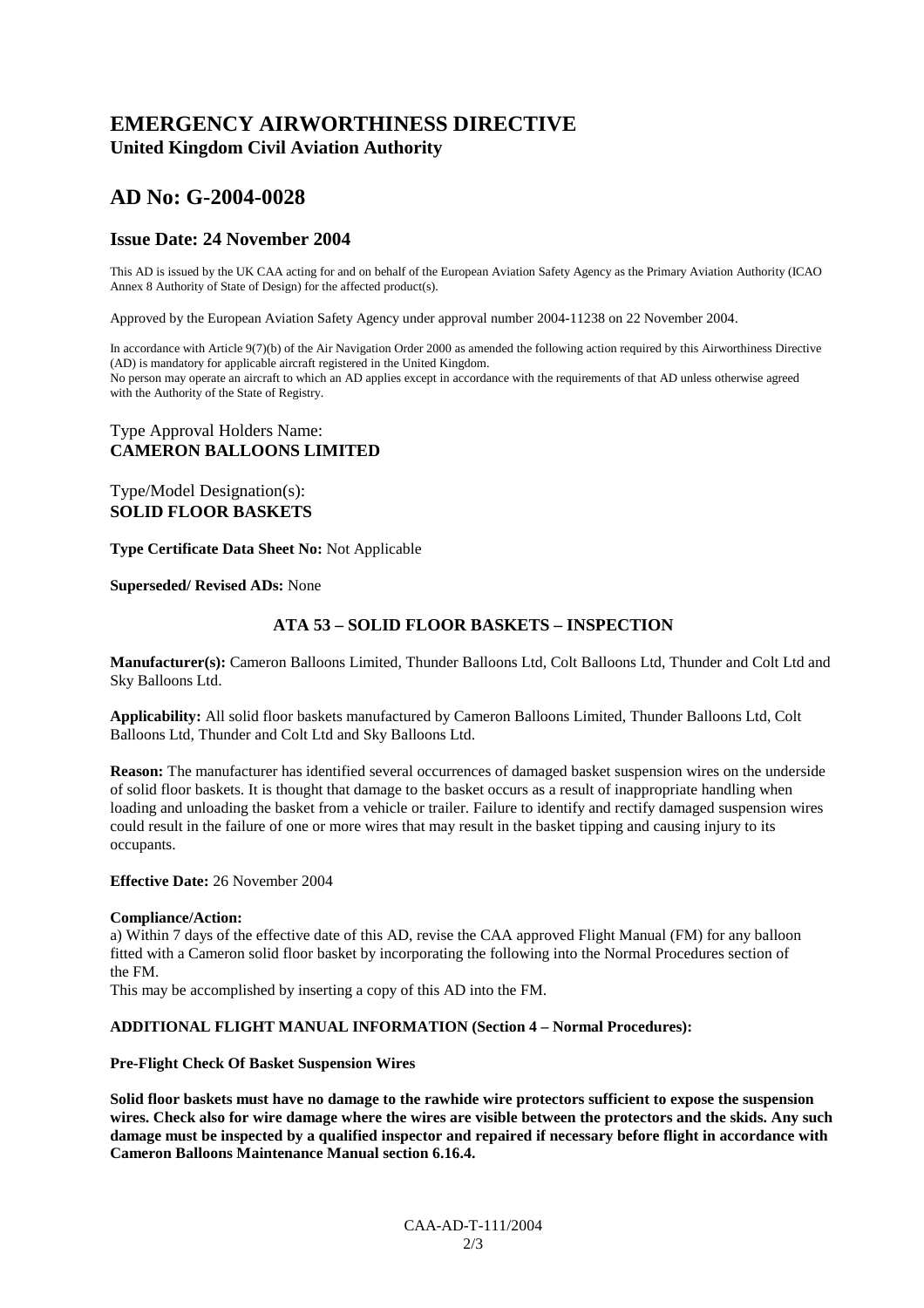# EMERGENCY AIRWORTHINESS DIRECTIVE

**United Kingdom Civil Aviation Authority**

# AD No: G-2004-0028

## Issue Date: 24 November 2004

This AD is issued by the UK CAA acting for and on behalf of the European Aviation Safety Agency as the Primary Aviation Authority (ICAO Annex 8 Authority of State of Design) for the affected product(s).

Approved by the European Aviation Safety Agency under approval number 2004-11238 on 22 November 2004.

In accordance with Article 9(7)(b) of the Air Navigation Order 2000 as amended the following action required by this Airworthiness Directive (AD) is mandatory for applicable aircraft registered in the United Kingdom.
No person may operate an aircraft to which an AD applies except in accordance with the requirements of that AD unless otherwise agreed with the Authority of the State of Registry.

Type Approval Holders Name:
**CAMERON BALLOONS LIMITED**

Type/Model Designation(s):
**SOLID FLOOR BASKETS**

**Type Certificate Data Sheet No:** Not Applicable

**Superseded/ Revised ADs:** None

### ATA 53 – SOLID FLOOR BASKETS – INSPECTION

**Manufacturer(s):** Cameron Balloons Limited, Thunder Balloons Ltd, Colt Balloons Ltd, Thunder and Colt Ltd and Sky Balloons Ltd.

**Applicability:** All solid floor baskets manufactured by Cameron Balloons Limited, Thunder Balloons Ltd, Colt Balloons Ltd, Thunder and Colt Ltd and Sky Balloons Ltd.

**Reason:** The manufacturer has identified several occurrences of damaged basket suspension wires on the underside of solid floor baskets. It is thought that damage to the basket occurs as a result of inappropriate handling when loading and unloading the basket from a vehicle or trailer. Failure to identify and rectify damaged suspension wires could result in the failure of one or more wires that may result in the basket tipping and causing injury to its occupants.

**Effective Date:** 26 November 2004

**Compliance/Action:**

a) Within 7 days of the effective date of this AD, revise the CAA approved Flight Manual (FM) for any balloon fitted with a Cameron solid floor basket by incorporating the following into the Normal Procedures section of the FM.
This may be accomplished by inserting a copy of this AD into the FM.

**ADDITIONAL FLIGHT MANUAL INFORMATION (Section 4 – Normal Procedures):**

**Pre-Flight Check Of Basket Suspension Wires**

**Solid floor baskets must have no damage to the rawhide wire protectors sufficient to expose the suspension wires. Check also for wire damage where the wires are visible between the protectors and the skids. Any such damage must be inspected by a qualified inspector and repaired if necessary before flight in accordance with Cameron Balloons Maintenance Manual section 6.16.4.**

CAA-AD-T-111/2004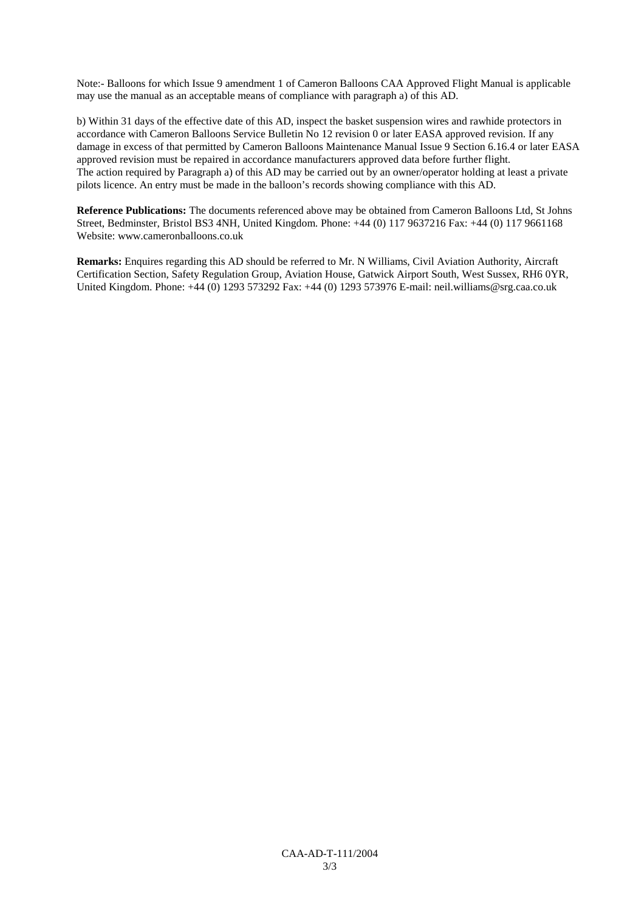Note:- Balloons for which Issue 9 amendment 1 of Cameron Balloons CAA Approved Flight Manual is applicable may use the manual as an acceptable means of compliance with paragraph a) of this AD.

b) Within 31 days of the effective date of this AD, inspect the basket suspension wires and rawhide protectors in accordance with Cameron Balloons Service Bulletin No 12 revision 0 or later EASA approved revision. If any damage in excess of that permitted by Cameron Balloons Maintenance Manual Issue 9 Section 6.16.4 or later EASA approved revision must be repaired in accordance manufacturers approved data before further flight.
The action required by Paragraph a) of this AD may be carried out by an owner/operator holding at least a private pilots licence. An entry must be made in the balloon's records showing compliance with this AD.

**Reference Publications:** The documents referenced above may be obtained from Cameron Balloons Ltd, St Johns Street, Bedminster, Bristol BS3 4NH, United Kingdom. Phone: +44 (0) 117 9637216 Fax: +44 (0) 117 9661168 Website: www.cameronballoons.co.uk

**Remarks:** Enquires regarding this AD should be referred to Mr. N Williams, Civil Aviation Authority, Aircraft Certification Section, Safety Regulation Group, Aviation House, Gatwick Airport South, West Sussex, RH6 0YR, United Kingdom. Phone: +44 (0) 1293 573292 Fax: +44 (0) 1293 573976 E-mail: neil.williams@srg.caa.co.uk

CAA-AD-T-111/2004